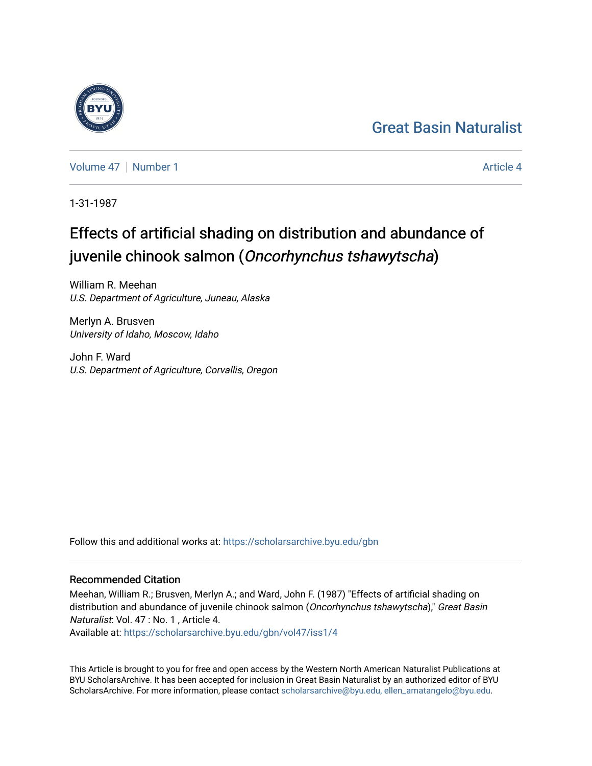Great Basin Naturalist

Volume 47 | Number 1 Article 4

1-31-1987

# Effects of artificial shading on distribution and abundance of juvenile chinook salmon (*Oncorhynchus tshawytscha*)

William R. Meehan
*U.S. Department of Agriculture, Juneau, Alaska*

Merlyn A. Brusven
*University of Idaho, Moscow, Idaho*

John F. Ward
*U.S. Department of Agriculture, Corvallis, Oregon*

Follow this and additional works at: https://scholarsarchive.byu.edu/gbn

## Recommended Citation

Meehan, William R.; Brusven, Merlyn A.; and Ward, John F. (1987) "Effects of artificial shading on distribution and abundance of juvenile chinook salmon (*Oncorhynchus tshawytscha*)," *Great Basin Naturalist*: Vol. 47 : No. 1 , Article 4.
Available at: https://scholarsarchive.byu.edu/gbn/vol47/iss1/4

This Article is brought to you for free and open access by the Western North American Naturalist Publications at BYU ScholarsArchive. It has been accepted for inclusion in Great Basin Naturalist by an authorized editor of BYU ScholarsArchive. For more information, please contact scholarsarchive@byu.edu, ellen_amatangelo@byu.edu.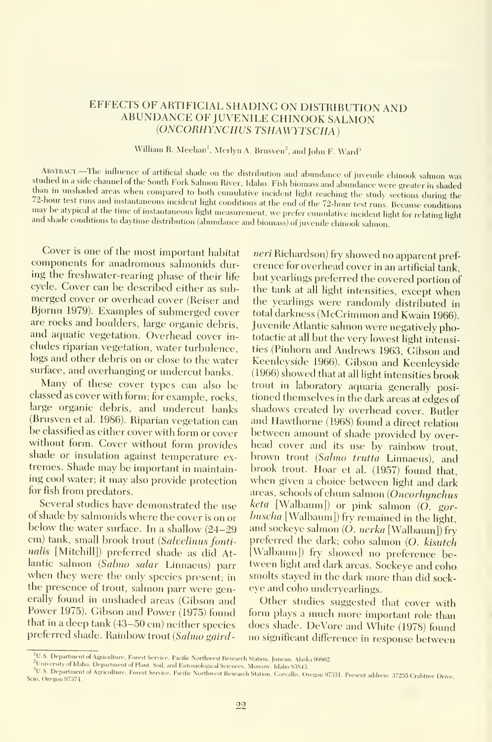# EFFECTS OF ARTIFICIAL SHADING ON DISTRIBUTION AND ABUNDANCE OF JUVENILE CHINOOK SALMON (*ONCORHYNCHUS TSHAWYTSCHA*)

William R. Meehan[1], Merlyn A. Brusven[2], and John F. Ward[3]

ABSTRACT.—The influence of artificial shade on the distribution and abundance of juvenile chinook salmon was studied in a side channel of the South Fork Salmon River, Idaho. Fish biomass and abundance were greater in shaded than in unshaded areas when compared to both cumulative incident light reaching the study sections during the 72-hour test runs and instantaneous incident light conditions at the end of the 72-hour test runs. Because conditions may be atypical at the time of instantaneous light measurement, we prefer cumulative incident light for relating light and shade conditions to daytime distribution (abundance and biomass) of juvenile chinook salmon.

Cover is one of the most important habitat components for anadromous salmonids during the freshwater-rearing phase of their life cycle. Cover can be described either as submerged cover or overhead cover (Reiser and Bjornn 1979). Examples of submerged cover are rocks and boulders, large organic debris, and aquatic vegetation. Overhead cover includes riparian vegetation, water turbulence, logs and other debris on or close to the water surface, and overhanging or undercut banks.

Many of these cover types can also be classed as cover with form; for example, rocks, large organic debris, and undercut banks (Brusven et al. 1986). Riparian vegetation can be classified as either cover with form or cover without form. Cover without form provides shade or insulation against temperature extremes. Shade may be important in maintaining cool water; it may also provide protection for fish from predators.

Several studies have demonstrated the use of shade by salmonids where the cover is on or below the water surface. In a shallow (24–29 cm) tank, small brook trout (*Salvelinus fontinalis* [Mitchill]) preferred shade as did Atlantic salmon (*Salmo salar* Linnaeus) parr when they were the only species present; in the presence of trout, salmon parr were generally found in unshaded areas (Gibson and Power 1975). Gibson and Power (1975) found that in a deep tank (43–50 cm) neither species preferred shade. Rainbow trout (*Salmo gairdneri* Richardson) fry showed no apparent preference for overhead cover in an artificial tank, but yearlings preferred the covered portion of the tank at all light intensities, except when the yearlings were randomly distributed in total darkness (McCrimmon and Kwain 1966). Juvenile Atlantic salmon were negatively phototactic at all but the very lowest light intensities (Pinhorn and Andrews 1963, Gibson and Keenleyside 1966). Gibson and Keenleyside (1966) showed that at all light intensities brook trout in laboratory aquaria generally positioned themselves in the dark areas at edges of shadows created by overhead cover. Butler and Hawthorne (1968) found a direct relation between amount of shade provided by overhead cover and its use by rainbow trout, brown trout (*Salmo trutta* Linnaeus), and brook trout. Hoar et al. (1957) found that, when given a choice between light and dark areas, schools of chum salmon (*Oncorhynchus keta* [Walbaum]) or pink salmon (*O. gorbuscha* [Walbaum]) fry remained in the light, and sockeye salmon (*O. nerka* [Walbaum]) fry preferred the dark; coho salmon (*O. kisutch* [Walbaum]) fry showed no preference between light and dark areas. Sockeye and coho smolts stayed in the dark more than did sockeye and coho underyearlings.

Other studies suggested that cover with form plays a much more important role than does shade. DeVore and White (1978) found no significant difference in response between

[1]U.S. Department of Agriculture, Forest Service, Pacific Northwest Research Station, Juneau, Alaska 99802.

[2]University of Idaho, Department of Plant, Soil, and Entomological Sciences, Moscow, Idaho 83843.

[3]U.S. Department of Agriculture, Forest Service, Pacific Northwest Research Station, Corvallis, Oregon 97331. Present address: 37255 Crabtree Drive, Scio, Oregon 97374.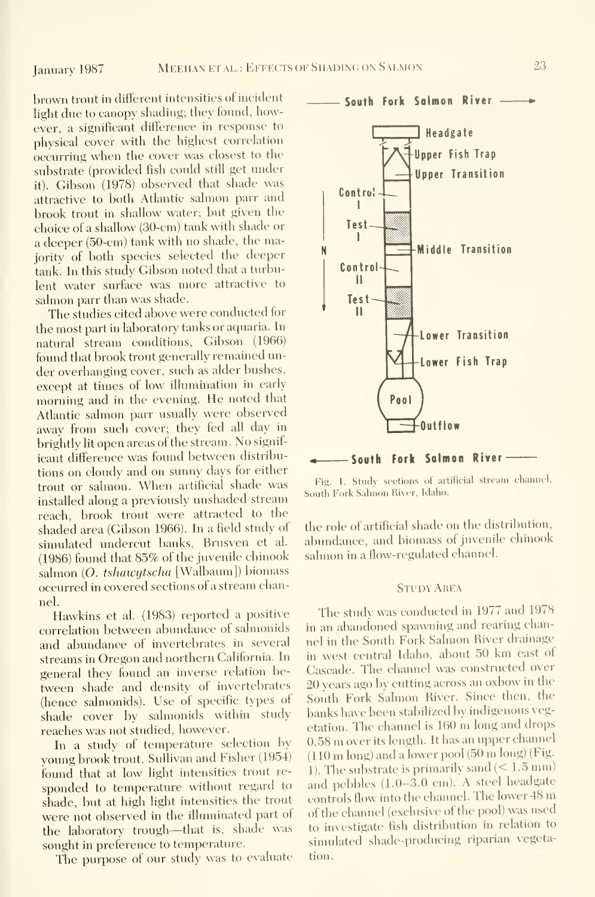brown trout in different intensities of incident light due to canopy shading; they found, however, a significant difference in response to physical cover with the highest correlation occurring when the cover was closest to the substrate (provided fish could still get under it). Gibson (1978) observed that shade was attractive to both Atlantic salmon parr and brook trout in shallow water; but given the choice of a shallow (30-cm) tank with shade or a deeper (50-cm) tank with no shade, the majority of both species selected the deeper tank. In this study Gibson noted that a turbulent water surface was more attractive to salmon parr than was shade.

The studies cited above were conducted for the most part in laboratory tanks or aquaria. In natural stream conditions, Gibson (1966) found that brook trout generally remained under overhanging cover, such as alder bushes, except at times of low illumination in early morning and in the evening. He noted that Atlantic salmon parr usually were observed away from such cover; they fed all day in brightly lit open areas of the stream. No significant difference was found between distributions on cloudy and on sunny days for either trout or salmon. When artificial shade was installed along a previously unshaded stream reach, brook trout were attracted to the shaded area (Gibson 1966). In a field study of simulated undercut banks, Brusven et al. (1986) found that 85% of the juvenile chinook salmon (*O. tshawytscha* [Walbaum]) biomass occurred in covered sections of a stream channel.

Hawkins et al. (1983) reported a positive correlation between abundance of salmonids and abundance of invertebrates in several streams in Oregon and northern California. In general they found an inverse relation between shade and density of invertebrates (hence salmonids). Use of specific types of shade cover by salmonids within study reaches was not studied, however.

In a study of temperature selection by young brook trout, Sullivan and Fisher (1954) found that at low light intensities trout responded to temperature without regard to shade, but at high light intensities the trout were not observed in the illuminated part of the laboratory trough—that is, shade was sought in preference to temperature.

The purpose of our study was to evaluate the role of artificial shade on the distribution, abundance, and biomass of juvenile chinook salmon in a flow-regulated channel.

South Fork Salmon River

Headgate

Upper Fish Trap

Upper Transition

Control I

Test I

Middle Transition

N

Control II

Test II

Lower Transition

Lower Fish Trap

Pool

Outflow

South Fork Salmon River

Fig. 1. Study sections of artificial stream channel, South Fork Salmon River, Idaho.

## Study Area

The study was conducted in 1977 and 1978 in an abandoned spawning and rearing channel in the South Fork Salmon River drainage in west central Idaho, about 50 km east of Cascade. The channel was constructed over 20 years ago by cutting across an oxbow in the South Fork Salmon River. Since then, the banks have been stabilized by indigenous vegetation. The channel is 160 m long and drops 0.58 m over its length. It has an upper channel (110 m long) and a lower pool (50 m long) (Fig. 1). The substrate is primarily sand (< 1.5 mm) and pebbles (1.0–3.0 cm). A steel headgate controls flow into the channel. The lower 48 m of the channel (exclusive of the pool) was used to investigate fish distribution in relation to simulated shade-producing riparian vegetation.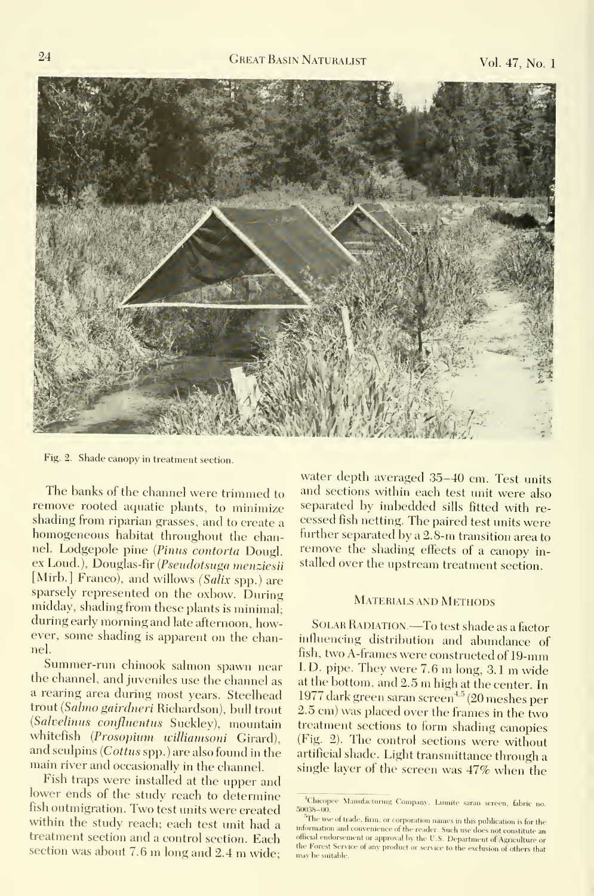Fig. 2. Shade canopy in treatment section.

The banks of the channel were trimmed to remove rooted aquatic plants, to minimize shading from riparian grasses, and to create a homogeneous habitat throughout the channel. Lodgepole pine (*Pinus contorta* Dougl. ex Loud.), Douglas-fir (*Pseudotsuga menziesii* [Mirb.] Franco), and willows (*Salix* spp.) are sparsely represented on the oxbow. During midday, shading from these plants is minimal; during early morning and late afternoon, however, some shading is apparent on the channel.

Summer-run chinook salmon spawn near the channel, and juveniles use the channel as a rearing area during most years. Steelhead trout (*Salmo gairdneri* Richardson), bull trout (*Salvelinus confluentus* Suckley), mountain whitefish (*Prosopium williamsoni* Girard), and sculpins (*Cottus* spp.) are also found in the main river and occasionally in the channel.

Fish traps were installed at the upper and lower ends of the study reach to determine fish outmigration. Two test units were created within the study reach; each test unit had a treatment section and a control section. Each section was about 7.6 m long and 2.4 m wide; water depth averaged 35–40 cm. Test units and sections within each test unit were also separated by imbedded sills fitted with recessed fish netting. The paired test units were further separated by a 2.8-m transition area to remove the shading effects of a canopy installed over the upstream treatment section.

## Materials and Methods

Solar Radiation.—To test shade as a factor influencing distribution and abundance of fish, two A-frames were constructed of 19-mm I.D. pipe. They were 7.6 m long, 3.1 m wide at the bottom, and 2.5 m high at the center. In 1977 dark green saran screen[4,5] (20 meshes per 2.5 cm) was placed over the frames in the two treatment sections to form shading canopies (Fig. 2). The control sections were without artificial shade. Light transmittance through a single layer of the screen was 47% when the

[4] Chicopee Manufacturing Company, Lumite saran screen, fabric no. 50038–00.

[5] The use of trade, firm, or corporation names in this publication is for the information and convenience of the reader. Such use does not constitute an official endorsement or approval by the U.S. Department of Agriculture or the Forest Service of any product or service to the exclusion of others that may be suitable.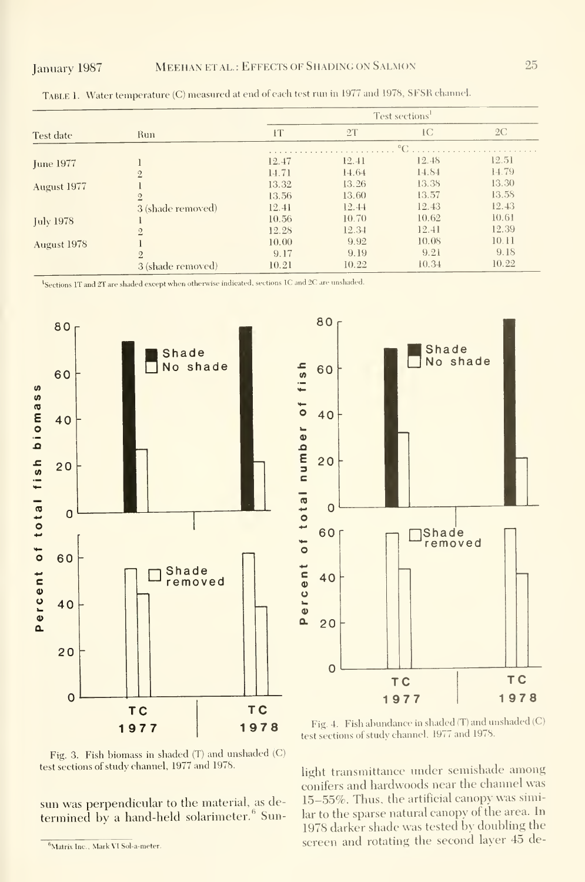Table 1. Water temperature (C) measured at end of each test run in 1977 and 1978, SFSR channel.

| Test date | Run | Test sections[1] | | | |
|---|---|---|---|---|---|
| | | 1T | 2T | 1C | 2C |
| | | °C | | | |
| June 1977 | 1 | 12.47 | 12.41 | 12.48 | 12.51 |
| | 2 | 14.71 | 14.64 | 14.84 | 14.79 |
| August 1977 | 1 | 13.32 | 13.26 | 13.38 | 13.30 |
| | 2 | 13.56 | 13.60 | 13.57 | 13.58 |
| | 3 (shade removed) | 12.41 | 12.44 | 12.43 | 12.43 |
| July 1978 | 1 | 10.56 | 10.70 | 10.62 | 10.61 |
| | 2 | 12.28 | 12.34 | 12.41 | 12.39 |
| August 1978 | 1 | 10.00 | 9.92 | 10.08 | 10.11 |
| | 2 | 9.17 | 9.19 | 9.21 | 9.18 |
| | 3 (shade removed) | 10.21 | 10.22 | 10.34 | 10.22 |

[1]Sections 1T and 2T are shaded except when otherwise indicated, sections 1C and 2C are unshaded.

Fig. 3. Fish biomass in shaded (T) and unshaded (C) test sections of study channel, 1977 and 1978.

Fig. 4. Fish abundance in shaded (T) and unshaded (C) test sections of study channel, 1977 and 1978.

sun was perpendicular to the material, as determined by a hand-held solarimeter.[6] Sunlight transmittance under semishade among conifers and hardwoods near the channel was 15–55%. Thus, the artificial canopy was similar to the sparse natural canopy of the area. In 1978 darker shade was tested by doubling the screen and rotating the second layer 45 de-

[6]Matrix Inc., Mark VI Sol-a-meter.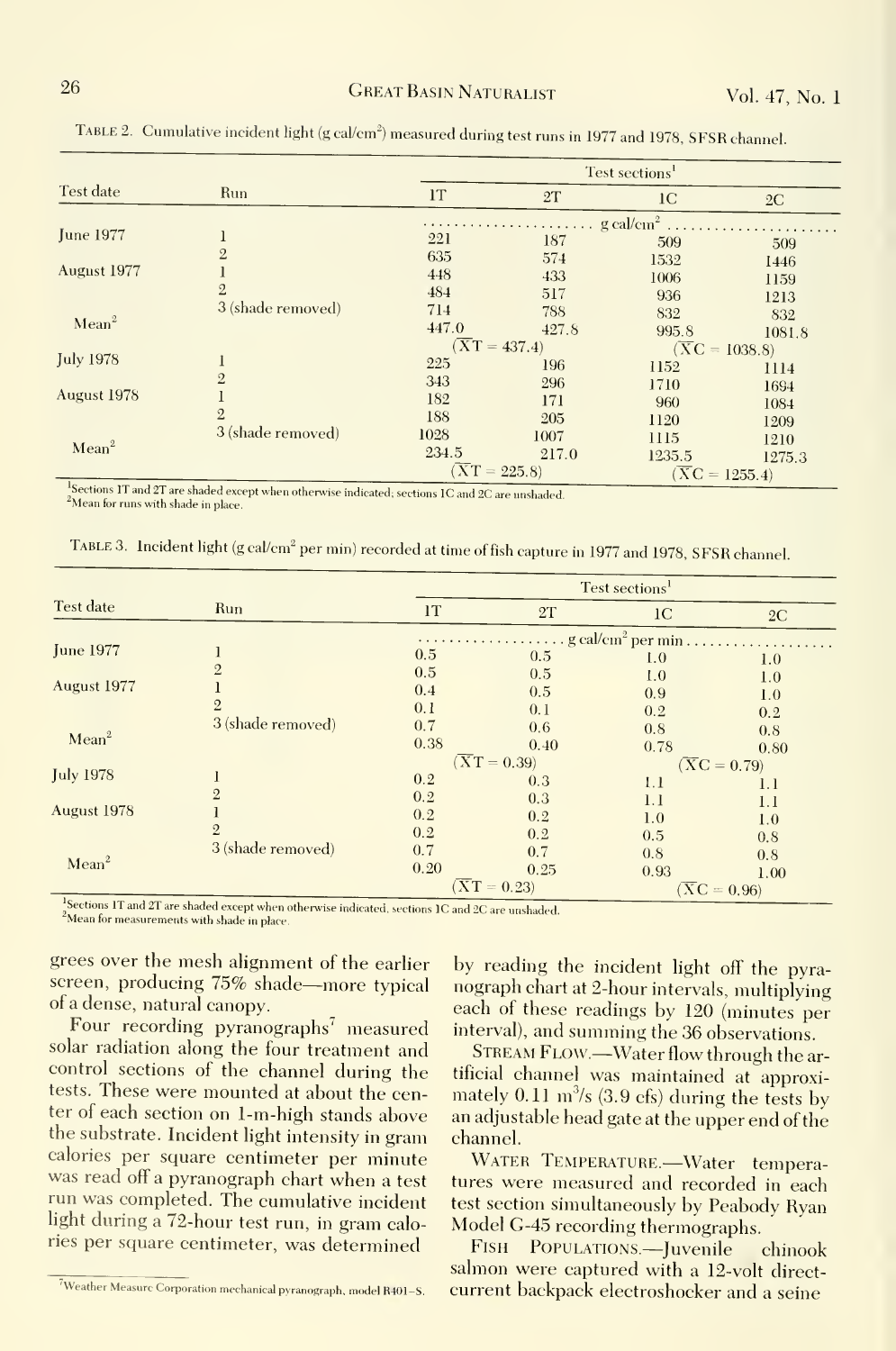Table 2. Cumulative incident light (g cal/cm$^2$) measured during test runs in 1977 and 1978, SFSR channel.

| Test date | Run | Test sections[1] | | | |
|---|---|---|---|---|---|
| | | 1T | 2T | 1C | 2C |
| | | g cal/cm$^2$ | | | |
| June 1977 | 1 | 221 | 187 | 509 | 509 |
| | 2 | 635 | 574 | 1532 | 1446 |
| August 1977 | 1 | 448 | 433 | 1006 | 1159 |
| | 2 | 484 | 517 | 936 | 1213 |
| | 3 (shade removed) | 714 | 788 | 832 | 832 |
| Mean[2] | | 447.0 | 427.8 | 995.8 | 1081.8 |
| | | ($\overline{X}T$ = 437.4) | | ($\overline{X}C$ = 1038.8) | |
| July 1978 | 1 | 225 | 196 | 1152 | 1114 |
| | 2 | 343 | 296 | 1710 | 1694 |
| August 1978 | 1 | 182 | 171 | 960 | 1084 |
| | 2 | 188 | 205 | 1120 | 1209 |
| | 3 (shade removed) | 1028 | 1007 | 1115 | 1210 |
| Mean[2] | | 234.5 | 217.0 | 1235.5 | 1275.3 |
| | | ($\overline{X}T$ = 225.8) | | ($\overline{X}C$ = 1255.4) | |

[1]Sections 1T and 2T are shaded except when otherwise indicated; sections 1C and 2C are unshaded.
[2]Mean for runs with shade in place.

Table 3. Incident light (g cal/cm$^2$ per min) recorded at time of fish capture in 1977 and 1978, SFSR channel.

| Test date | Run | Test sections[1] | | | |
|---|---|---|---|---|---|
| | | 1T | 2T | 1C | 2C |
| | | g cal/cm$^2$ per min | | | |
| June 1977 | 1 | 0.5 | 0.5 | 1.0 | 1.0 |
| | 2 | 0.5 | 0.5 | 1.0 | 1.0 |
| August 1977 | 1 | 0.4 | 0.5 | 0.9 | 1.0 |
| | 2 | 0.1 | 0.1 | 0.2 | 0.2 |
| | 3 (shade removed) | 0.7 | 0.6 | 0.8 | 0.8 |
| Mean[2] | | 0.38 | 0.40 | 0.78 | 0.80 |
| | | ($\overline{X}T$ = 0.39) | | ($\overline{X}C$ = 0.79) | |
| July 1978 | 1 | 0.2 | 0.3 | 1.1 | 1.1 |
| | 2 | 0.2 | 0.3 | 1.1 | 1.1 |
| August 1978 | 1 | 0.2 | 0.2 | 1.0 | 1.0 |
| | 2 | 0.2 | 0.2 | 0.5 | 0.8 |
| | 3 (shade removed) | 0.7 | 0.7 | 0.8 | 0.8 |
| Mean[2] | | 0.20 | 0.25 | 0.93 | 1.00 |
| | | ($\overline{X}T$ = 0.23) | | ($\overline{X}C$ = 0.96) | |

[1]Sections 1T and 2T are shaded except when otherwise indicated, sections 1C and 2C are unshaded.
[2]Mean for measurements with shade in place.

grees over the mesh alignment of the earlier screen, producing 75% shade—more typical of a dense, natural canopy.

Four recording pyranographs[7] measured solar radiation along the four treatment and control sections of the channel during the tests. These were mounted at about the center of each section on 1-m-high stands above the substrate. Incident light intensity in gram calories per square centimeter per minute was read off a pyranograph chart when a test run was completed. The cumulative incident light during a 72-hour test run, in gram calories per square centimeter, was determined by reading the incident light off the pyranograph chart at 2-hour intervals, multiplying each of these readings by 120 (minutes per interval), and summing the 36 observations.

Stream Flow.—Water flow through the artificial channel was maintained at approximately 0.11 m$^3$/s (3.9 cfs) during the tests by an adjustable head gate at the upper end of the channel.

Water Temperature.—Water temperatures were measured and recorded in each test section simultaneously by Peabody Ryan Model G-45 recording thermographs.

Fish Populations.—Juvenile chinook salmon were captured with a 12-volt direct-current backpack electroshocker and a seine

[7]Weather Measure Corporation mechanical pyranograph, model R401-S.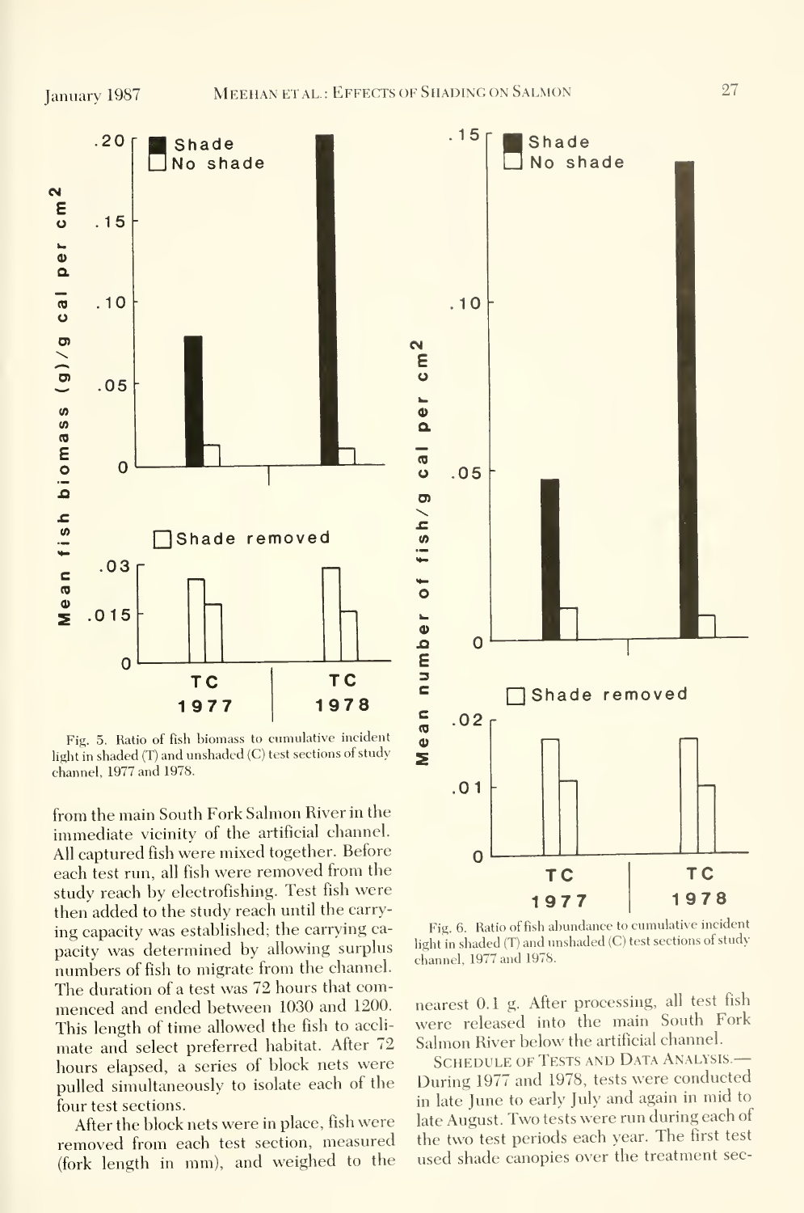Fig. 5. Ratio of fish biomass to cumulative incident light in shaded (T) and unshaded (C) test sections of study channel, 1977 and 1978.

Fig. 6. Ratio of fish abundance to cumulative incident light in shaded (T) and unshaded (C) test sections of study channel, 1977 and 1978.

from the main South Fork Salmon River in the immediate vicinity of the artificial channel. All captured fish were mixed together. Before each test run, all fish were removed from the study reach by electrofishing. Test fish were then added to the study reach until the carrying capacity was established; the carrying capacity was determined by allowing surplus numbers of fish to migrate from the channel. The duration of a test was 72 hours that commenced and ended between 1030 and 1200. This length of time allowed the fish to acclimate and select preferred habitat. After 72 hours elapsed, a series of block nets were pulled simultaneously to isolate each of the four test sections.

After the block nets were in place, fish were removed from each test section, measured (fork length in mm), and weighed to the nearest 0.1 g. After processing, all test fish were released into the main South Fork Salmon River below the artificial channel.

SCHEDULE OF TESTS AND DATA ANALYSIS.— During 1977 and 1978, tests were conducted in late June to early July and again in mid to late August. Two tests were run during each of the two test periods each year. The first test used shade canopies over the treatment sec-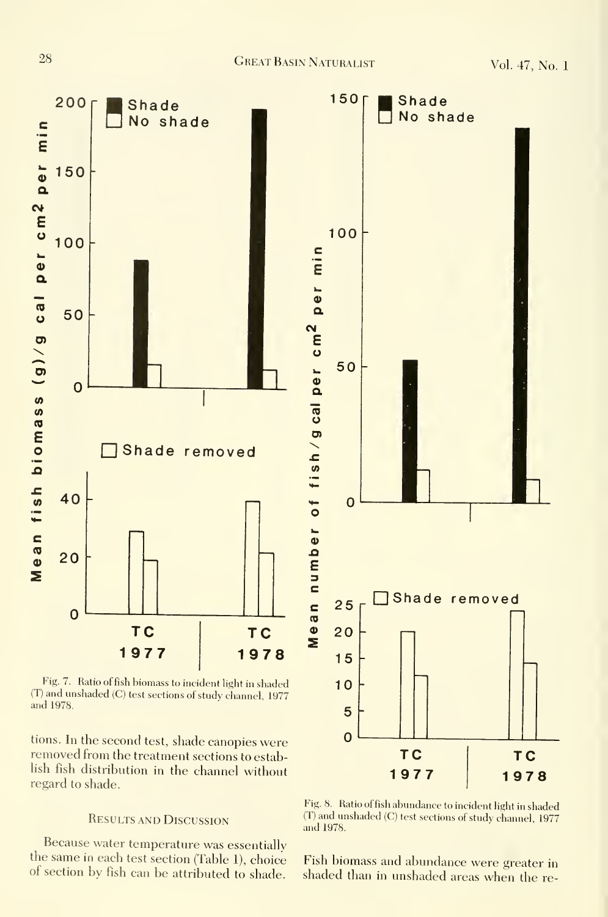Fig. 7. Ratio of fish biomass to incident light in shaded (T) and unshaded (C) test sections of study channel, 1977 and 1978.

tions. In the second test, shade canopies were removed from the treatment sections to establish fish distribution in the channel without regard to shade.

## Results and Discussion

Because water temperature was essentially the same in each test section (Table 1), choice of section by fish can be attributed to shade.

Fig. 8. Ratio of fish abundance to incident light in shaded (T) and unshaded (C) test sections of study channel, 1977 and 1978.

Fish biomass and abundance were greater in shaded than in unshaded areas when the re-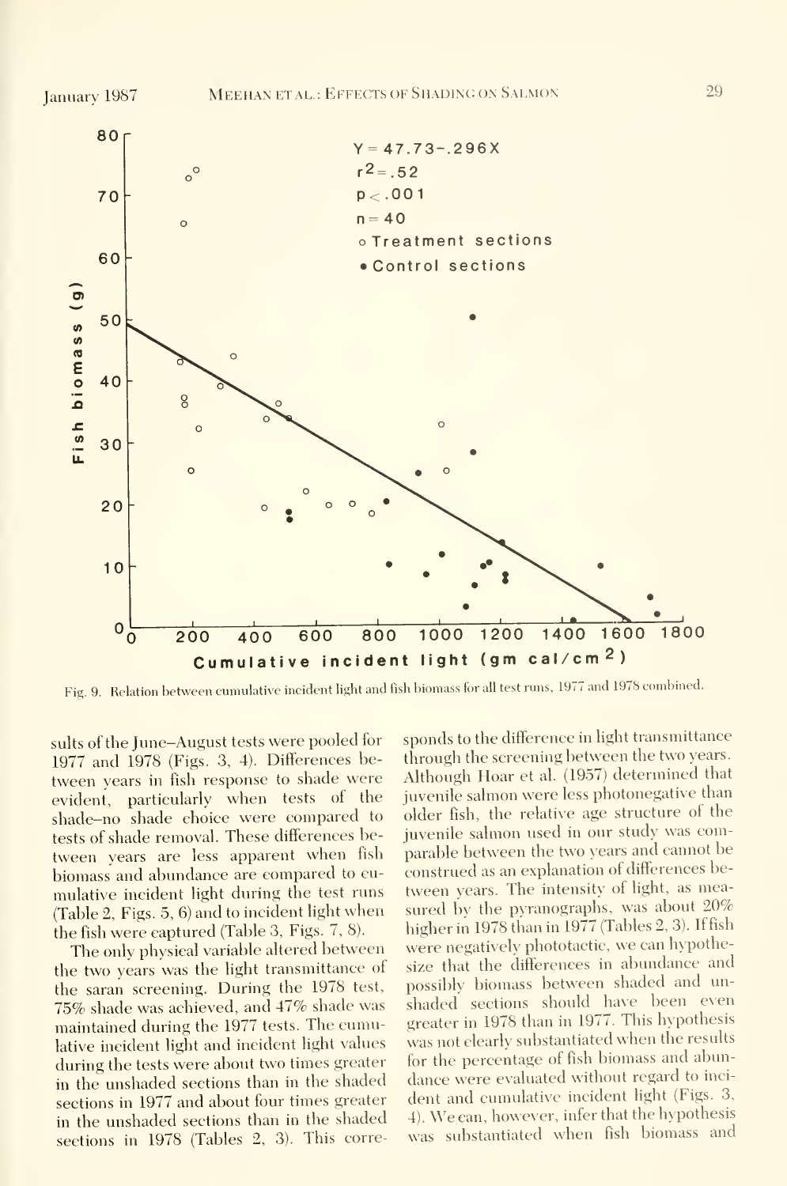Fig. 9. Relation between cumulative incident light and fish biomass for all test runs, 1977 and 1978 combined.

sults of the June–August tests were pooled for 1977 and 1978 (Figs. 3, 4). Differences between years in fish response to shade were evident, particularly when tests of the shade–no shade choice were compared to tests of shade removal. These differences between years are less apparent when fish biomass and abundance are compared to cumulative incident light during the test runs (Table 2, Figs. 5, 6) and to incident light when the fish were captured (Table 3, Figs. 7, 8).

The only physical variable altered between the two years was the light transmittance of the saran screening. During the 1978 test, 75% shade was achieved, and 47% shade was maintained during the 1977 tests. The cumulative incident light and incident light values during the tests were about two times greater in the unshaded sections than in the shaded sections in 1977 and about four times greater in the unshaded sections than in the shaded sections in 1978 (Tables 2, 3). This corresponds to the difference in light transmittance through the screening between the two years. Although Hoar et al. (1957) determined that juvenile salmon were less photonegative than older fish, the relative age structure of the juvenile salmon used in our study was comparable between the two years and cannot be construed as an explanation of differences between years. The intensity of light, as measured by the pyranographs, was about 20% higher in 1978 than in 1977 (Tables 2, 3). If fish were negatively phototactic, we can hypothesize that the differences in abundance and possibly biomass between shaded and unshaded sections should have been even greater in 1978 than in 1977. This hypothesis was not clearly substantiated when the results for the percentage of fish biomass and abundance were evaluated without regard to incident and cumulative incident light (Figs. 3, 4). We can, however, infer that the hypothesis was substantiated when fish biomass and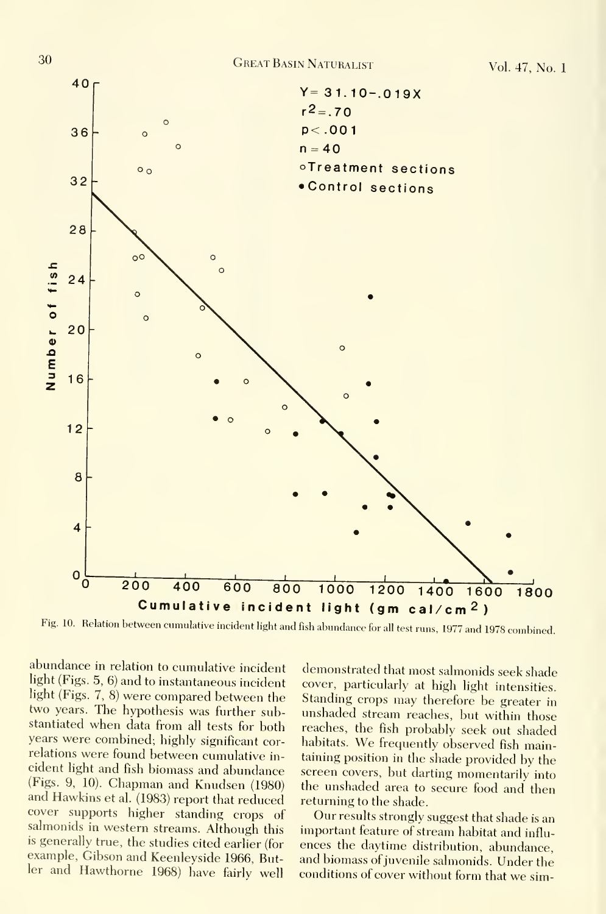Fig. 10. Relation between cumulative incident light and fish abundance for all test runs, 1977 and 1978 combined.

abundance in relation to cumulative incident light (Figs. 5, 6) and to instantaneous incident light (Figs. 7, 8) were compared between the two years. The hypothesis was further substantiated when data from all tests for both years were combined; highly significant correlations were found between cumulative incident light and fish biomass and abundance (Figs. 9, 10). Chapman and Knudsen (1980) and Hawkins et al. (1983) report that reduced cover supports higher standing crops of salmonids in western streams. Although this is generally true, the studies cited earlier (for example, Gibson and Keenleyside 1966, Butler and Hawthorne 1968) have fairly well demonstrated that most salmonids seek shade cover, particularly at high light intensities. Standing crops may therefore be greater in unshaded stream reaches, but within those reaches, the fish probably seek out shaded habitats. We frequently observed fish maintaining position in the shade provided by the screen covers, but darting momentarily into the unshaded area to secure food and then returning to the shade.

Our results strongly suggest that shade is an important feature of stream habitat and influences the daytime distribution, abundance, and biomass of juvenile salmonids. Under the conditions of cover without form that we sim-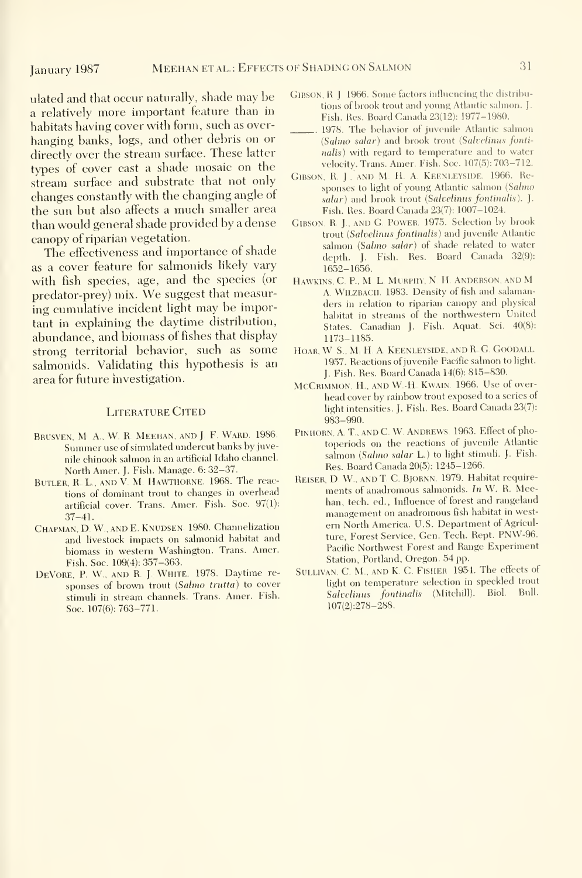ulated and that occur naturally, shade may be a relatively more important feature than in habitats having cover with form, such as overhanging banks, logs, and other debris on or directly over the stream surface. These latter types of cover cast a shade mosaic on the stream surface and substrate that not only changes constantly with the changing angle of the sun but also affects a much smaller area than would general shade provided by a dense canopy of riparian vegetation.

The effectiveness and importance of shade as a cover feature for salmonids likely vary with fish species, age, and the species (or predator-prey) mix. We suggest that measuring cumulative incident light may be important in explaining the daytime distribution, abundance, and biomass of fishes that display strong territorial behavior, such as some salmonids. Validating this hypothesis is an area for future investigation.

## Literature Cited

Brusven, M. A., W. R. Meehan, and J. F. Ward. 1986. Summer use of simulated undercut banks by juvenile chinook salmon in an artificial Idaho channel. North Amer. J. Fish. Manage. 6: 32–37.

Butler, R. L., and V. M. Hawthorne. 1968. The reactions of dominant trout to changes in overhead artificial cover. Trans. Amer. Fish. Soc. 97(1): 37–41.

Chapman, D. W., and E. Knudsen. 1980. Channelization and livestock impacts on salmonid habitat and biomass in western Washington. Trans. Amer. Fish. Soc. 109(4): 357–363.

DeVore, P. W., and R. J. White. 1978. Daytime responses of brown trout (*Salmo trutta*) to cover stimuli in stream channels. Trans. Amer. Fish. Soc. 107(6): 763–771.

Gibson, R. J. 1966. Some factors influencing the distributions of brook trout and young Atlantic salmon. J. Fish. Res. Board Canada 23(12): 1977–1980.

______. 1978. The behavior of juvenile Atlantic salmon (*Salmo salar*) and brook trout (*Salvelinus fontinalis*) with regard to temperature and to water velocity. Trans. Amer. Fish. Soc. 107(5): 703–712.

Gibson, R. J., and M. H. A. Keenleyside. 1966. Responses to light of young Atlantic salmon (*Salmo salar*) and brook trout (*Salvelinus fontinalis*). J. Fish. Res. Board Canada 23(7): 1007–1024.

Gibson, R. J., and G. Power. 1975. Selection by brook trout (*Salvelinus fontinalis*) and juvenile Atlantic salmon (*Salmo salar*) of shade related to water depth. J. Fish. Res. Board Canada 32(9): 1652–1656.

Hawkins, C. P., M. L. Murphy, N. H. Anderson, and M. A. Wilzbach. 1983. Density of fish and salamanders in relation to riparian canopy and physical habitat in streams of the northwestern United States. Canadian J. Fish. Aquat. Sci. 40(8): 1173–1185.

Hoar, W. S., M. H. A. Keenleyside, and R. G. Goodall. 1957. Reactions of juvenile Pacific salmon to light. J. Fish. Res. Board Canada 14(6): 815–830.

McCrimmon, H., and W.-H. Kwain. 1966. Use of overhead cover by rainbow trout exposed to a series of light intensities. J. Fish. Res. Board Canada 23(7): 983–990.

Pinhorn, A. T., and C. W. Andrews. 1963. Effect of photoperiods on the reactions of juvenile Atlantic salmon (*Salmo salar* L.) to light stimuli. J. Fish. Res. Board Canada 20(5): 1245–1266.

Reiser, D. W., and T. C. Bjornn. 1979. Habitat requirements of anadromous salmonids. *In* W. R. Meehan, tech. ed., Influence of forest and rangeland management on anadromous fish habitat in western North America. U.S. Department of Agriculture, Forest Service, Gen. Tech. Rept. PNW-96. Pacific Northwest Forest and Range Experiment Station, Portland, Oregon. 54 pp.

Sullivan, C. M., and K. C. Fisher. 1954. The effects of light on temperature selection in speckled trout *Salvelinus fontinalis* (Mitchill). Biol. Bull. 107(2):278–288.